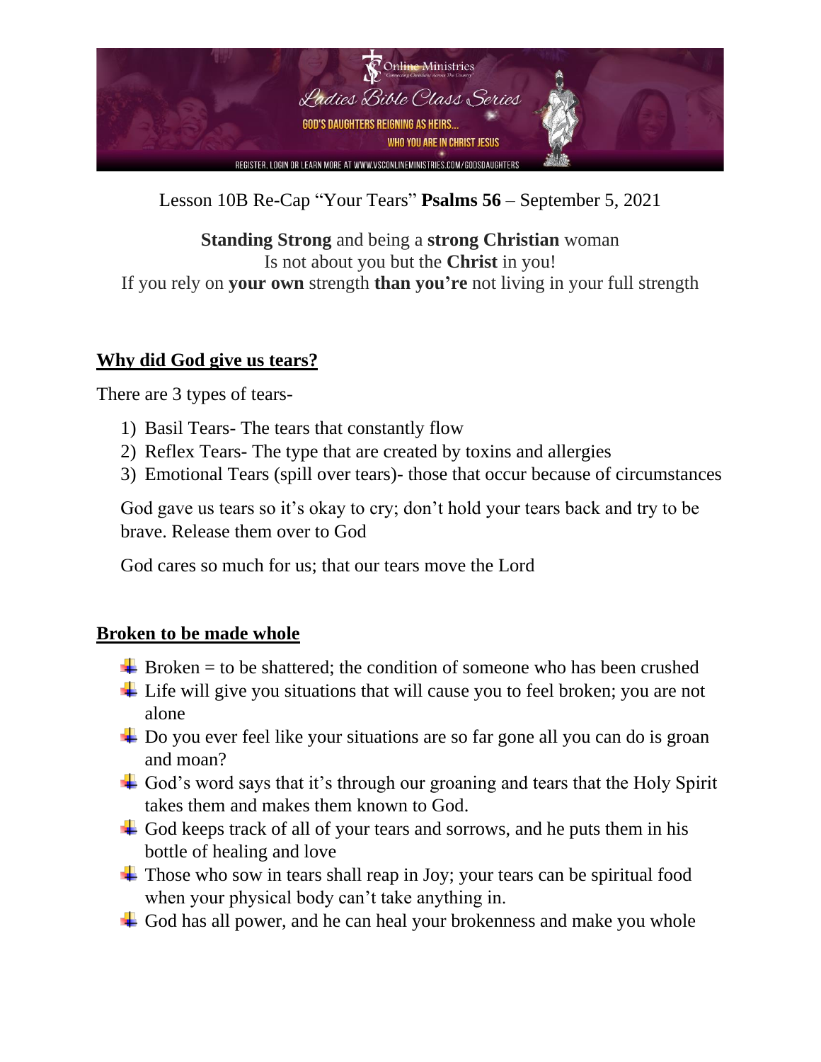Lesson 10B Re-Cap "Your Tears" **Psalms 56** – September 5, 2021

**Standing Strong** and being a **strong Christian** woman
Is not about you but the **Christ** in you!
If you rely on **your own** strength **than you're** not living in your full strength

## Why did God give us tears?

There are 3 types of tears-

1) Basil Tears- The tears that constantly flow
2) Reflex Tears- The type that are created by toxins and allergies
3) Emotional Tears (spill over tears)- those that occur because of circumstances

God gave us tears so it's okay to cry; don't hold your tears back and try to be brave. Release them over to God

God cares so much for us; that our tears move the Lord

## Broken to be made whole

- Broken = to be shattered; the condition of someone who has been crushed
- Life will give you situations that will cause you to feel broken; you are not alone
- Do you ever feel like your situations are so far gone all you can do is groan and moan?
- God's word says that it's through our groaning and tears that the Holy Spirit takes them and makes them known to God.
- God keeps track of all of your tears and sorrows, and he puts them in his bottle of healing and love
- Those who sow in tears shall reap in Joy; your tears can be spiritual food when your physical body can't take anything in.
- God has all power, and he can heal your brokenness and make you whole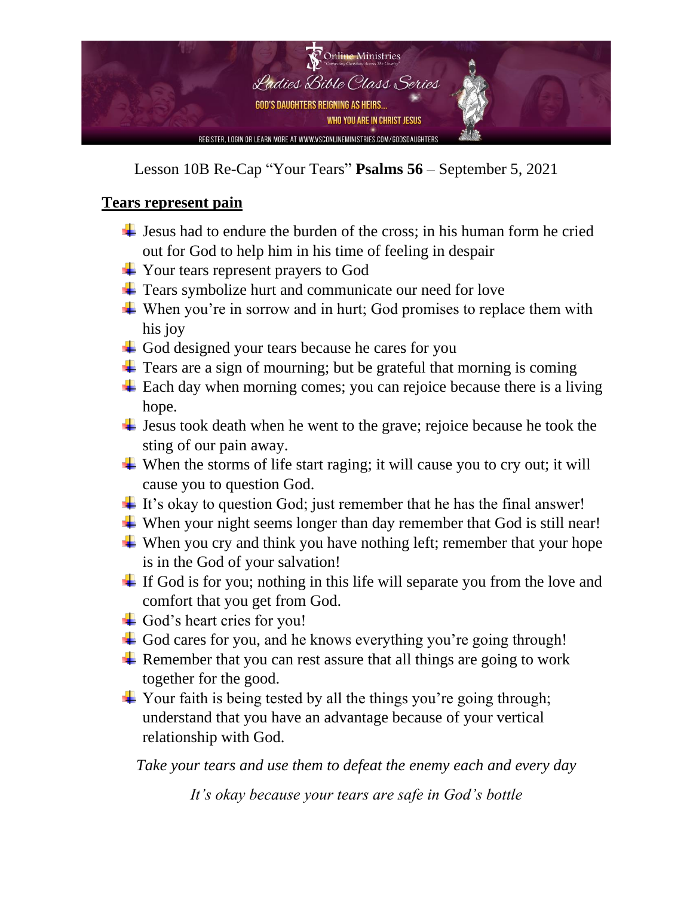Online Ministries

*Ladies Bible Class Series*

GOD'S DAUGHTERS REIGNING AS HEIRS...

WHO YOU ARE IN CHRIST JESUS

REGISTER, LOGIN OR LEARN MORE AT WWW.VSCONLINEMINISTRIES.COM/GODSDAUGHTERS

Lesson 10B Re-Cap "Your Tears" **Psalms 56** – September 5, 2021

## Tears represent pain

- Jesus had to endure the burden of the cross; in his human form he cried out for God to help him in his time of feeling in despair
- Your tears represent prayers to God
- Tears symbolize hurt and communicate our need for love
- When you're in sorrow and in hurt; God promises to replace them with his joy
- God designed your tears because he cares for you
- Tears are a sign of mourning; but be grateful that morning is coming
- Each day when morning comes; you can rejoice because there is a living hope.
- Jesus took death when he went to the grave; rejoice because he took the sting of our pain away.
- When the storms of life start raging; it will cause you to cry out; it will cause you to question God.
- It's okay to question God; just remember that he has the final answer!
- When your night seems longer than day remember that God is still near!
- When you cry and think you have nothing left; remember that your hope is in the God of your salvation!
- If God is for you; nothing in this life will separate you from the love and comfort that you get from God.
- God's heart cries for you!
- God cares for you, and he knows everything you're going through!
- Remember that you can rest assure that all things are going to work together for the good.
- Your faith is being tested by all the things you're going through; understand that you have an advantage because of your vertical relationship with God.

*Take your tears and use them to defeat the enemy each and every day*

*It's okay because your tears are safe in God's bottle*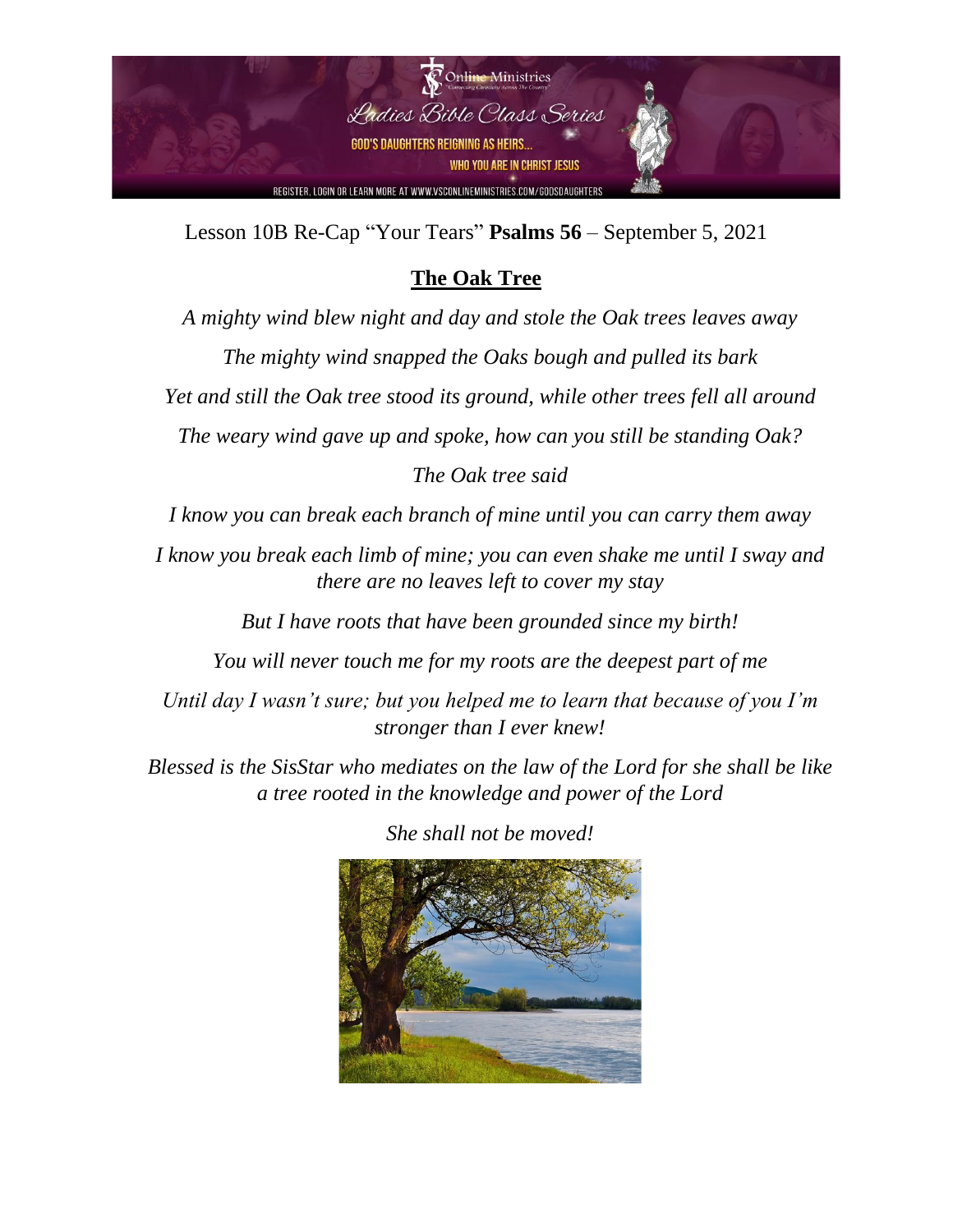Lesson 10B Re-Cap "Your Tears" **Psalms 56** – September 5, 2021

## The Oak Tree

*A mighty wind blew night and day and stole the Oak trees leaves away*

*The mighty wind snapped the Oaks bough and pulled its bark*

*Yet and still the Oak tree stood its ground, while other trees fell all around*

*The weary wind gave up and spoke, how can you still be standing Oak?*

*The Oak tree said*

*I know you can break each branch of mine until you can carry them away*

*I know you break each limb of mine; you can even shake me until I sway and there are no leaves left to cover my stay*

*But I have roots that have been grounded since my birth!*

*You will never touch me for my roots are the deepest part of me*

*Until day I wasn't sure; but you helped me to learn that because of you I'm stronger than I ever knew!*

*Blessed is the SisStar who mediates on the law of the Lord for she shall be like a tree rooted in the knowledge and power of the Lord*

*She shall not be moved!*